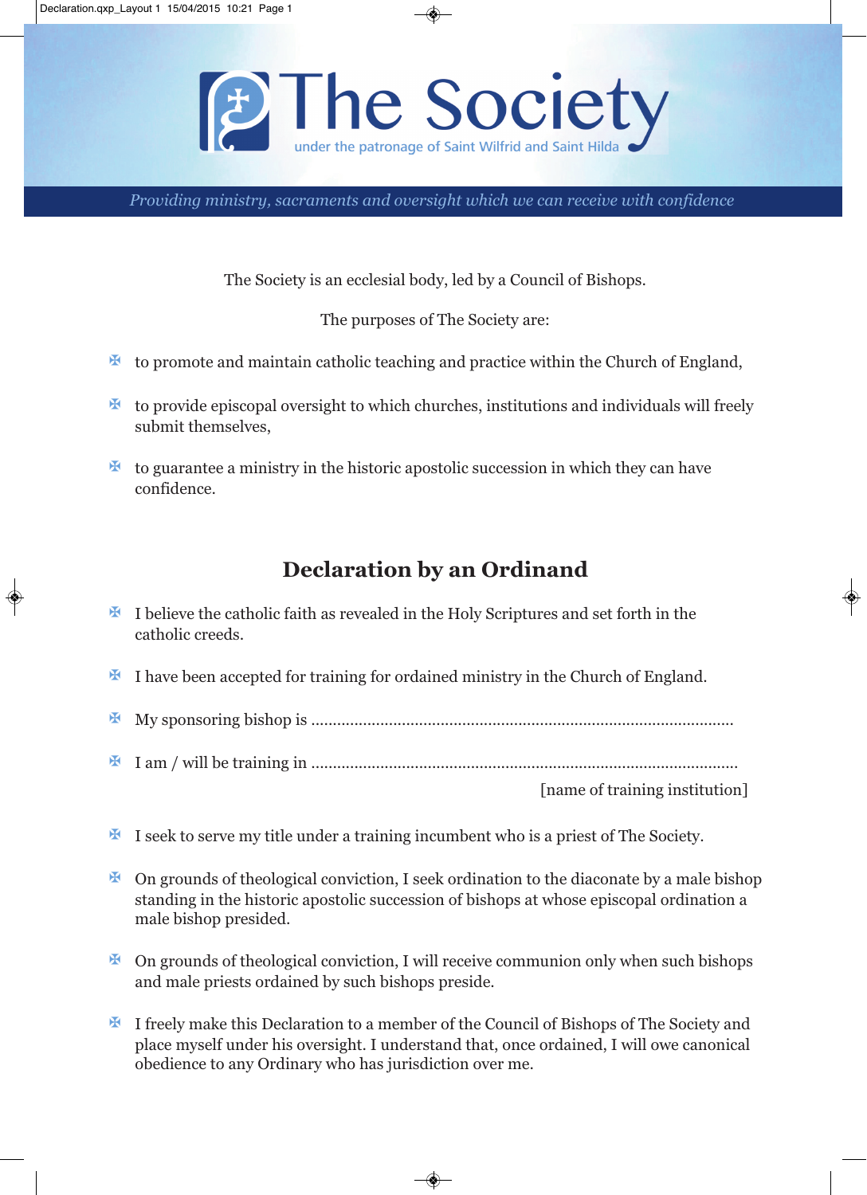# The Society

under the patronage of Saint Wilfrid and Saint Hilda

*Providing ministry, sacraments and oversight which we can receive with confidence*

The Society is an ecclesial body, led by a Council of Bishops.

The purposes of The Society are:

- to promote and maintain catholic teaching and practice within the Church of England,
- to provide episcopal oversight to which churches, institutions and individuals will freely submit themselves,
- to guarantee a ministry in the historic apostolic succession in which they can have confidence.

## Declaration by an Ordinand

- I believe the catholic faith as revealed in the Holy Scriptures and set forth in the catholic creeds.
- I have been accepted for training for ordained ministry in the Church of England.
- My sponsoring bishop is ..................................................................................................
- I am / will be training in ..................................................................................................
  [name of training institution]
- I seek to serve my title under a training incumbent who is a priest of The Society.
- On grounds of theological conviction, I seek ordination to the diaconate by a male bishop standing in the historic apostolic succession of bishops at whose episcopal ordination a male bishop presided.
- On grounds of theological conviction, I will receive communion only when such bishops and male priests ordained by such bishops preside.
- I freely make this Declaration to a member of the Council of Bishops of The Society and place myself under his oversight. I understand that, once ordained, I will owe canonical obedience to any Ordinary who has jurisdiction over me.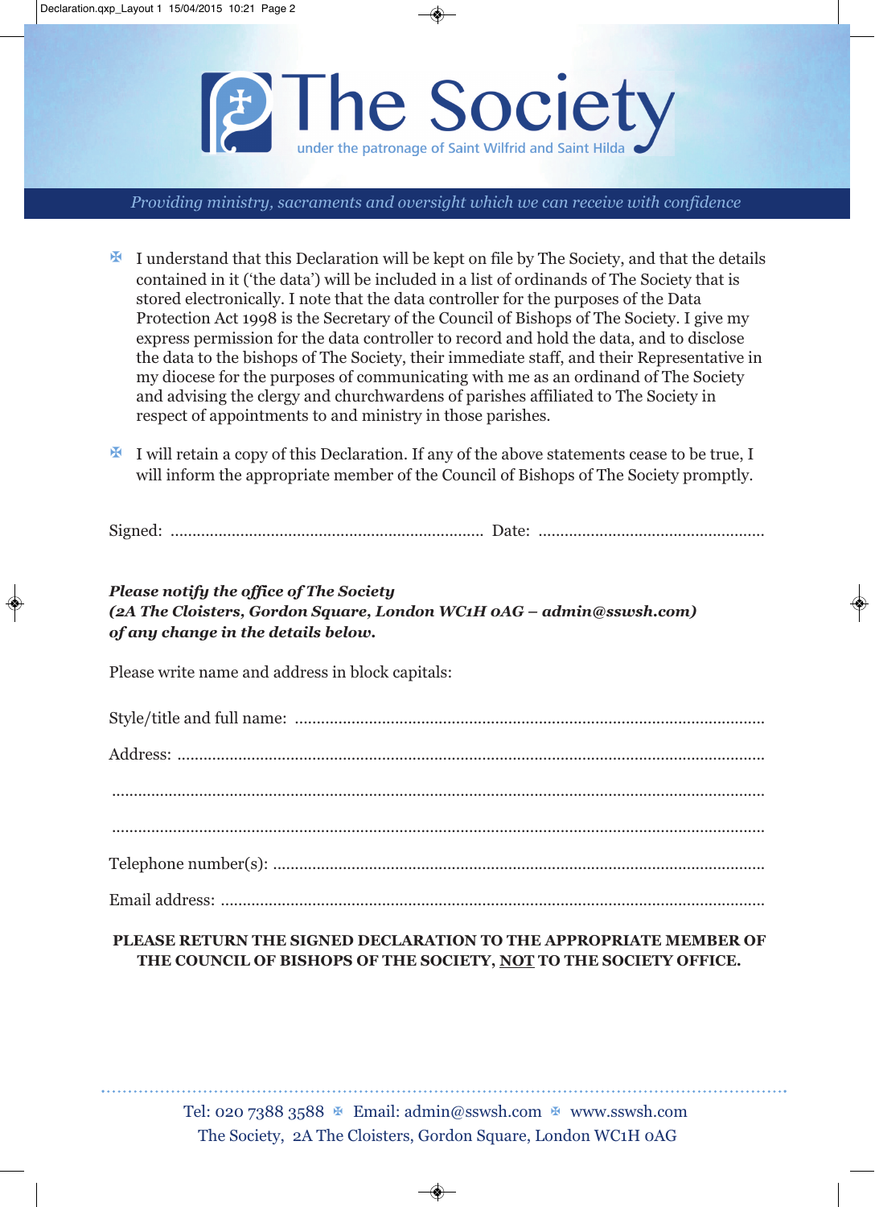# The Society

under the patronage of Saint Wilfrid and Saint Hilda

*Providing ministry, sacraments and oversight which we can receive with confidence*

- I understand that this Declaration will be kept on file by The Society, and that the details contained in it ('the data') will be included in a list of ordinands of The Society that is stored electronically. I note that the data controller for the purposes of the Data Protection Act 1998 is the Secretary of the Council of Bishops of The Society. I give my express permission for the data controller to record and hold the data, and to disclose the data to the bishops of The Society, their immediate staff, and their Representative in my diocese for the purposes of communicating with me as an ordinand of The Society and advising the clergy and churchwardens of parishes affiliated to The Society in respect of appointments to and ministry in those parishes.

- I will retain a copy of this Declaration. If any of the above statements cease to be true, I will inform the appropriate member of the Council of Bishops of The Society promptly.

Signed: ........................................................................ Date: ....................................................

***Please notify the office of The Society***
***(2A The Cloisters, Gordon Square, London WC1H 0AG – admin@sswsh.com)***
***of any change in the details below.***

Please write name and address in block capitals:

Style/title and full name: ..........................................................................................................

Address: .....................................................................................................................

.....................................................................................................................

.....................................................................................................................

Telephone number(s): ................................................................................................

Email address: ..........................................................................................................

**PLEASE RETURN THE SIGNED DECLARATION TO THE APPROPRIATE MEMBER OF THE COUNCIL OF BISHOPS OF THE SOCIETY, <u>NOT</u> TO THE SOCIETY OFFICE.**

Tel: 020 7388 3588 ✠ Email: admin@sswsh.com ✠ www.sswsh.com
The Society, 2A The Cloisters, Gordon Square, London WC1H 0AG